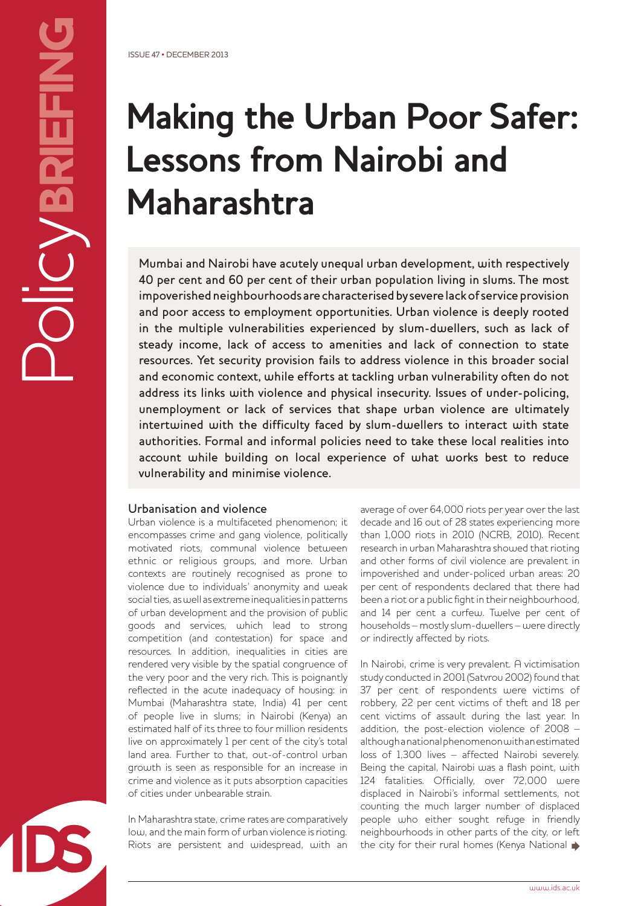ISSUE 47 • DECEMBER 2013

# Making the Urban Poor Safer: Lessons from Nairobi and Maharashtra

Mumbai and Nairobi have acutely unequal urban development, with respectively 40 per cent and 60 per cent of their urban population living in slums. The most impoverished neighbourhoods are characterised by severe lack of service provision and poor access to employment opportunities. Urban violence is deeply rooted in the multiple vulnerabilities experienced by slum-dwellers, such as lack of steady income, lack of access to amenities and lack of connection to state resources. Yet security provision fails to address violence in this broader social and economic context, while efforts at tackling urban vulnerability often do not address its links with violence and physical insecurity. Issues of under-policing, unemployment or lack of services that shape urban violence are ultimately intertwined with the difficulty faced by slum-dwellers to interact with state authorities. Formal and informal policies need to take these local realities into account while building on local experience of what works best to reduce vulnerability and minimise violence.

## Urbanisation and violence

Urban violence is a multifaceted phenomenon; it encompasses crime and gang violence, politically motivated riots, communal violence between ethnic or religious groups, and more. Urban contexts are routinely recognised as prone to violence due to individuals' anonymity and weak social ties, as well as extreme inequalities in patterns of urban development and the provision of public goods and services, which lead to strong competition (and contestation) for space and resources. In addition, inequalities in cities are rendered very visible by the spatial congruence of the very poor and the very rich. This is poignantly reflected in the acute inadequacy of housing: in Mumbai (Maharashtra state, India) 41 per cent of people live in slums; in Nairobi (Kenya) an estimated half of its three to four million residents live on approximately 1 per cent of the city's total land area. Further to that, out-of-control urban growth is seen as responsible for an increase in crime and violence as it puts absorption capacities of cities under unbearable strain.

In Maharashtra state, crime rates are comparatively low, and the main form of urban violence is rioting. Riots are persistent and widespread, with an average of over 64,000 riots per year over the last decade and 16 out of 28 states experiencing more than 1,000 riots in 2010 (NCRB, 2010). Recent research in urban Maharashtra showed that rioting and other forms of civil violence are prevalent in impoverished and under-policed urban areas: 20 per cent of respondents declared that there had been a riot or a public fight in their neighbourhood, and 14 per cent a curfew. Twelve per cent of households – mostly slum-dwellers – were directly or indirectly affected by riots.

In Nairobi, crime is very prevalent. A victimisation study conducted in 2001 (Satvrou 2002) found that 37 per cent of respondents were victims of robbery, 22 per cent victims of theft and 18 per cent victims of assault during the last year. In addition, the post-election violence of 2008 – although a national phenomenon with an estimated loss of 1,300 lives – affected Nairobi severely. Being the capital, Nairobi was a flash point, with 124 fatalities. Officially, over 72,000 were displaced in Nairobi's informal settlements, not counting the much larger number of displaced people who either sought refuge in friendly neighbourhoods in other parts of the city, or left the city for their rural homes (Kenya National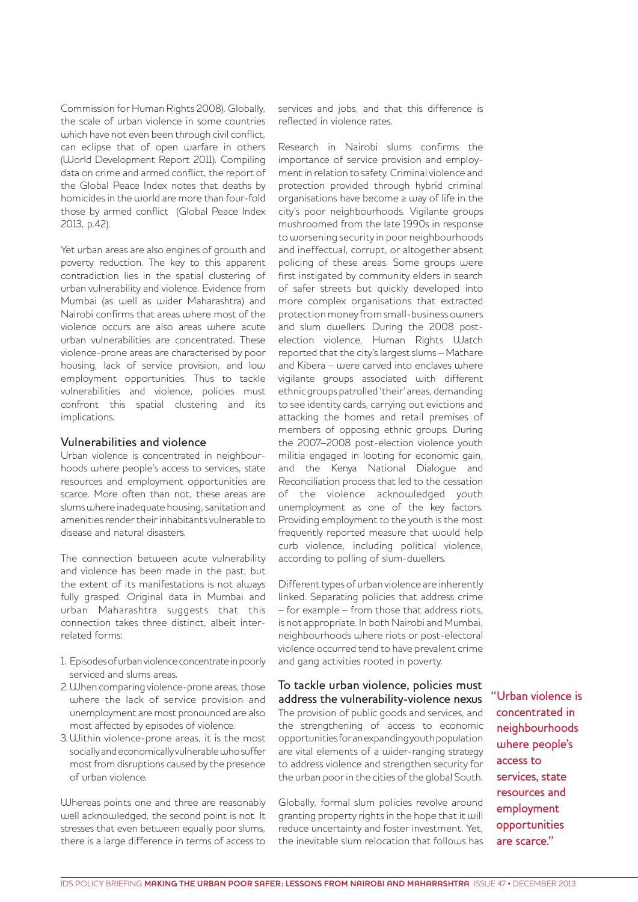Commission for Human Rights 2008). Globally, the scale of urban violence in some countries which have not even been through civil conflict, can eclipse that of open warfare in others (World Development Report 2011). Compiling data on crime and armed conflict, the report of the Global Peace Index notes that deaths by homicides in the world are more than four-fold those by armed conflict (Global Peace Index 2013, p.42).

Yet urban areas are also engines of growth and poverty reduction. The key to this apparent contradiction lies in the spatial clustering of urban vulnerability and violence. Evidence from Mumbai (as well as wider Maharashtra) and Nairobi confirms that areas where most of the violence occurs are also areas where acute urban vulnerabilities are concentrated. These violence-prone areas are characterised by poor housing, lack of service provision, and low employment opportunities. Thus to tackle vulnerabilities and violence, policies must confront this spatial clustering and its implications.

## Vulnerabilities and violence

Urban violence is concentrated in neighbourhoods where people's access to services, state resources and employment opportunities are scarce. More often than not, these areas are slums where inadequate housing, sanitation and amenities render their inhabitants vulnerable to disease and natural disasters.

The connection between acute vulnerability and violence has been made in the past, but the extent of its manifestations is not always fully grasped. Original data in Mumbai and urban Maharashtra suggests that this connection takes three distinct, albeit interrelated forms:

1. Episodes of urban violence concentrate in poorly serviced and slums areas.
2. When comparing violence-prone areas, those where the lack of service provision and unemployment are most pronounced are also most affected by episodes of violence.
3. Within violence-prone areas, it is the most socially and economically vulnerable who suffer most from disruptions caused by the presence of urban violence.

Whereas points one and three are reasonably well acknowledged, the second point is not. It stresses that even between equally poor slums, there is a large difference in terms of access to services and jobs, and that this difference is reflected in violence rates.

Research in Nairobi slums confirms the importance of service provision and employment in relation to safety. Criminal violence and protection provided through hybrid criminal organisations have become a way of life in the city's poor neighbourhoods. Vigilante groups mushroomed from the late 1990s in response to worsening security in poor neighbourhoods and ineffectual, corrupt, or altogether absent policing of these areas. Some groups were first instigated by community elders in search of safer streets but quickly developed into more complex organisations that extracted protection money from small-business owners and slum dwellers. During the 2008 post-election violence, Human Rights Watch reported that the city's largest slums – Mathare and Kibera – were carved into enclaves where vigilante groups associated with different ethnic groups patrolled 'their' areas, demanding to see identity cards, carrying out evictions and attacking the homes and retail premises of members of opposing ethnic groups. During the 2007–2008 post-election violence youth militia engaged in looting for economic gain, and the Kenya National Dialogue and Reconciliation process that led to the cessation of the violence acknowledged youth unemployment as one of the key factors. Providing employment to the youth is the most frequently reported measure that would help curb violence, including political violence, according to polling of slum-dwellers.

Different types of urban violence are inherently linked. Separating policies that address crime – for example – from those that address riots, is not appropriate. In both Nairobi and Mumbai, neighbourhoods where riots or post-electoral violence occurred tend to have prevalent crime and gang activities rooted in poverty.

## To tackle urban violence, policies must address the vulnerability-violence nexus

The provision of public goods and services, and the strengthening of access to economic opportunities for an expanding youth population are vital elements of a wider-ranging strategy to address violence and strengthen security for the urban poor in the cities of the global South.

Globally, formal slum policies revolve around granting property rights in the hope that it will reduce uncertainty and foster investment. Yet, the inevitable slum relocation that follows has

"Urban violence is concentrated in neighbourhoods where people's access to services, state resources and employment opportunities are scarce."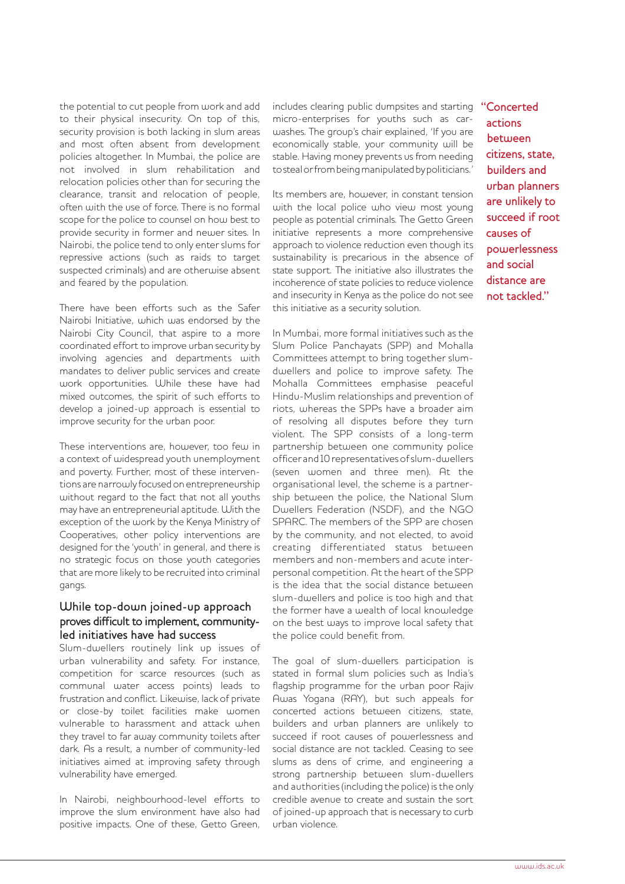the potential to cut people from work and add to their physical insecurity. On top of this, security provision is both lacking in slum areas and most often absent from development policies altogether. In Mumbai, the police are not involved in slum rehabilitation and relocation policies other than for securing the clearance, transit and relocation of people, often with the use of force. There is no formal scope for the police to counsel on how best to provide security in former and newer sites. In Nairobi, the police tend to only enter slums for repressive actions (such as raids to target suspected criminals) and are otherwise absent and feared by the population.

There have been efforts such as the Safer Nairobi Initiative, which was endorsed by the Nairobi City Council, that aspire to a more coordinated effort to improve urban security by involving agencies and departments with mandates to deliver public services and create work opportunities. While these have had mixed outcomes, the spirit of such efforts to develop a joined-up approach is essential to improve security for the urban poor.

These interventions are, however, too few in a context of widespread youth unemployment and poverty. Further, most of these interventions are narrowly focused on entrepreneurship without regard to the fact that not all youths may have an entrepreneurial aptitude. With the exception of the work by the Kenya Ministry of Cooperatives, other policy interventions are designed for the 'youth' in general, and there is no strategic focus on those youth categories that are more likely to be recruited into criminal gangs.

## While top-down joined-up approach proves difficult to implement, community-led initiatives have had success

Slum-dwellers routinely link up issues of urban vulnerability and safety. For instance, competition for scarce resources (such as communal water access points) leads to frustration and conflict. Likewise, lack of private or close-by toilet facilities make women vulnerable to harassment and attack when they travel to far away community toilets after dark. As a result, a number of community-led initiatives aimed at improving safety through vulnerability have emerged.

In Nairobi, neighbourhood-level efforts to improve the slum environment have also had positive impacts. One of these, Getto Green, includes clearing public dumpsites and starting micro-enterprises for youths such as car-washes. The group's chair explained, 'If you are economically stable, your community will be stable. Having money prevents us from needing to steal or from being manipulated by politicians.'

Its members are, however, in constant tension with the local police who view most young people as potential criminals. The Getto Green initiative represents a more comprehensive approach to violence reduction even though its sustainability is precarious in the absence of state support. The initiative also illustrates the incoherence of state policies to reduce violence and insecurity in Kenya as the police do not see this initiative as a security solution.

In Mumbai, more formal initiatives such as the Slum Police Panchayats (SPP) and Mohalla Committees attempt to bring together slum-dwellers and police to improve safety. The Mohalla Committees emphasise peaceful Hindu-Muslim relationships and prevention of riots, whereas the SPPs have a broader aim of resolving all disputes before they turn violent. The SPP consists of a long-term partnership between one community police officer and 10 representatives of slum-dwellers (seven women and three men). At the organisational level, the scheme is a partnership between the police, the National Slum Dwellers Federation (NSDF), and the NGO SPARC. The members of the SPP are chosen by the community, and not elected, to avoid creating differentiated status between members and non-members and acute interpersonal competition. At the heart of the SPP is the idea that the social distance between slum-dwellers and police is too high and that the former have a wealth of local knowledge on the best ways to improve local safety that the police could benefit from.

The goal of slum-dwellers participation is stated in formal slum policies such as India's flagship programme for the urban poor Rajiv Awas Yogana (RAY), but such appeals for concerted actions between citizens, state, builders and urban planners are unlikely to succeed if root causes of powerlessness and social distance are not tackled. Ceasing to see slums as dens of crime, and engineering a strong partnership between slum-dwellers and authorities (including the police) is the only credible avenue to create and sustain the sort of joined-up approach that is necessary to curb urban violence.

> "Concerted actions between citizens, state, builders and urban planners are unlikely to succeed if root causes of powerlessness and social distance are not tackled."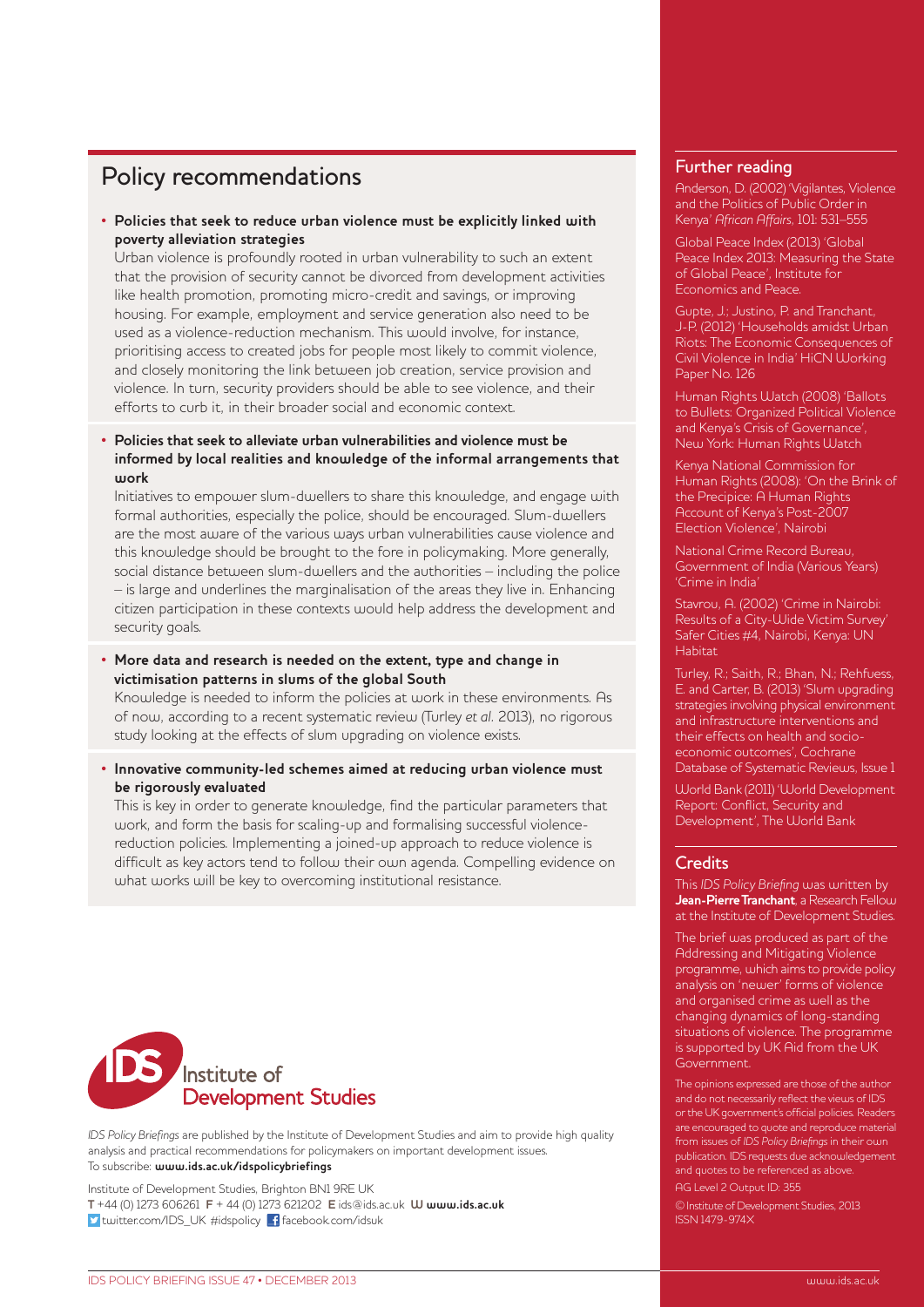## Policy recommendations

- **Policies that seek to reduce urban violence must be explicitly linked with poverty alleviation strategies**

  Urban violence is profoundly rooted in urban vulnerability to such an extent that the provision of security cannot be divorced from development activities like health promotion, promoting micro-credit and savings, or improving housing. For example, employment and service generation also need to be used as a violence-reduction mechanism. This would involve, for instance, prioritising access to created jobs for people most likely to commit violence, and closely monitoring the link between job creation, service provision and violence. In turn, security providers should be able to see violence, and their efforts to curb it, in their broader social and economic context.

- **Policies that seek to alleviate urban vulnerabilities and violence must be informed by local realities and knowledge of the informal arrangements that work**

  Initiatives to empower slum-dwellers to share this knowledge, and engage with formal authorities, especially the police, should be encouraged. Slum-dwellers are the most aware of the various ways urban vulnerabilities cause violence and this knowledge should be brought to the fore in policymaking. More generally, social distance between slum-dwellers and the authorities – including the police – is large and underlines the marginalisation of the areas they live in. Enhancing citizen participation in these contexts would help address the development and security goals.

- **More data and research is needed on the extent, type and change in victimisation patterns in slums of the global South**

  Knowledge is needed to inform the policies at work in these environments. As of now, according to a recent systematic review (Turley *et al.* 2013), no rigorous study looking at the effects of slum upgrading on violence exists.

- **Innovative community-led schemes aimed at reducing urban violence must be rigorously evaluated**

  This is key in order to generate knowledge, find the particular parameters that work, and form the basis for scaling-up and formalising successful violence-reduction policies. Implementing a joined-up approach to reduce violence is difficult as key actors tend to follow their own agenda. Compelling evidence on what works will be key to overcoming institutional resistance.

IDS Institute of Development Studies

*IDS Policy Briefings* are published by the Institute of Development Studies and aim to provide high quality analysis and practical recommendations for policymakers on important development issues.
To subscribe: **www.ids.ac.uk/idspolicybriefings**

Institute of Development Studies, Brighton BN1 9RE UK
**T** +44 (0) 1273 606261 **F** + 44 (0) 1273 621202 **E** ids@ids.ac.uk **W** **www.ids.ac.uk**
twitter.com/IDS_UK #idspolicy facebook.com/idsuk

## Further reading

Anderson, D. (2002) 'Vigilantes, Violence and the Politics of Public Order in Kenya' *African Affairs*, 101: 531–555

Global Peace Index (2013) 'Global Peace Index 2013: Measuring the State of Global Peace', Institute for Economics and Peace.

Gupte, J.; Justino, P. and Tranchant, J-P. (2012) 'Households amidst Urban Riots: The Economic Consequences of Civil Violence in India' HiCN Working Paper No. 126

Human Rights Watch (2008) 'Ballots to Bullets: Organized Political Violence and Kenya's Crisis of Governance', New York: Human Rights Watch

Kenya National Commission for Human Rights (2008): 'On the Brink of the Precipice: A Human Rights Account of Kenya's Post-2007 Election Violence', Nairobi

National Crime Record Bureau, Government of India (Various Years) 'Crime in India'

Stavrou, A. (2002) 'Crime in Nairobi: Results of a City-Wide Victim Survey' Safer Cities #4, Nairobi, Kenya: UN Habitat

Turley, R.; Saith, R.; Bhan, N.; Rehfuess, E. and Carter, B. (2013) 'Slum upgrading strategies involving physical environment and infrastructure interventions and their effects on health and socio-economic outcomes', Cochrane Database of Systematic Reviews, Issue 1

World Bank (2011) 'World Development Report: Conflict, Security and Development', The World Bank

## Credits

This *IDS Policy Briefing* was written by **Jean-Pierre Tranchant**, a Research Fellow at the Institute of Development Studies.

The brief was produced as part of the Addressing and Mitigating Violence programme, which aims to provide policy analysis on 'newer' forms of violence and organised crime as well as the changing dynamics of long-standing situations of violence. The programme is supported by UK Aid from the UK Government.

The opinions expressed are those of the author and do not necessarily reflect the views of IDS or the UK government's official policies. Readers are encouraged to quote and reproduce material from issues of *IDS Policy Briefings* in their own publication. IDS requests due acknowledgement and quotes to be referenced as above.

AG Level 2 Output ID: 355

© Institute of Development Studies, 2013
ISSN 1479-974X